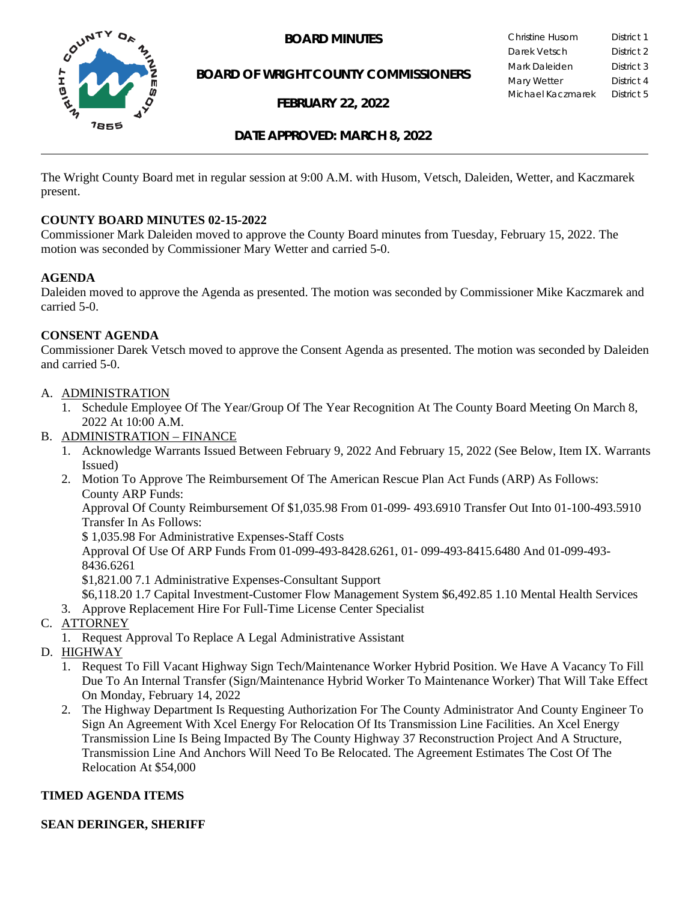# BOARD MINUTES

## BOARD OF WRIGHT COUNTY COMMISSIONERS

## FEBRUARY 22, 2022

| | |
|---|---|
| Christine Husom | District 1 |
| Darek Vetsch | District 2 |
| Mark Daleiden | District 3 |
| Mary Wetter | District 4 |
| Michael Kaczmarek | District 5 |

## DATE APPROVED: MARCH 8, 2022

The Wright County Board met in regular session at 9:00 A.M. with Husom, Vetsch, Daleiden, Wetter, and Kaczmarek present.

**COUNTY BOARD MINUTES 02-15-2022**

Commissioner Mark Daleiden moved to approve the County Board minutes from Tuesday, February 15, 2022. The motion was seconded by Commissioner Mary Wetter and carried 5-0.

**AGENDA**

Daleiden moved to approve the Agenda as presented. The motion was seconded by Commissioner Mike Kaczmarek and carried 5-0.

**CONSENT AGENDA**

Commissioner Darek Vetsch moved to approve the Consent Agenda as presented. The motion was seconded by Daleiden and carried 5-0.

A. ADMINISTRATION
   1. Schedule Employee Of The Year/Group Of The Year Recognition At The County Board Meeting On March 8, 2022 At 10:00 A.M.
B. ADMINISTRATION – FINANCE
   1. Acknowledge Warrants Issued Between February 9, 2022 And February 15, 2022 (See Below, Item IX. Warrants Issued)
   2. Motion To Approve The Reimbursement Of The American Rescue Plan Act Funds (ARP) As Follows:
      County ARP Funds:
      Approval Of County Reimbursement Of $1,035.98 From 01-099- 493.6910 Transfer Out Into 01-100-493.5910 Transfer In As Follows:
      $ 1,035.98 For Administrative Expenses-Staff Costs
      Approval Of Use Of ARP Funds From 01-099-493-8428.6261, 01- 099-493-8415.6480 And 01-099-493-8436.6261
      $1,821.00 7.1 Administrative Expenses-Consultant Support
      $6,118.20 1.7 Capital Investment-Customer Flow Management System $6,492.85 1.10 Mental Health Services
   3. Approve Replacement Hire For Full-Time License Center Specialist
C. ATTORNEY
   1. Request Approval To Replace A Legal Administrative Assistant
D. HIGHWAY
   1. Request To Fill Vacant Highway Sign Tech/Maintenance Worker Hybrid Position. We Have A Vacancy To Fill Due To An Internal Transfer (Sign/Maintenance Hybrid Worker To Maintenance Worker) That Will Take Effect On Monday, February 14, 2022
   2. The Highway Department Is Requesting Authorization For The County Administrator And County Engineer To Sign An Agreement With Xcel Energy For Relocation Of Its Transmission Line Facilities. An Xcel Energy Transmission Line Is Being Impacted By The County Highway 37 Reconstruction Project And A Structure, Transmission Line And Anchors Will Need To Be Relocated. The Agreement Estimates The Cost Of The Relocation At $54,000

**TIMED AGENDA ITEMS**

**SEAN DERINGER, SHERIFF**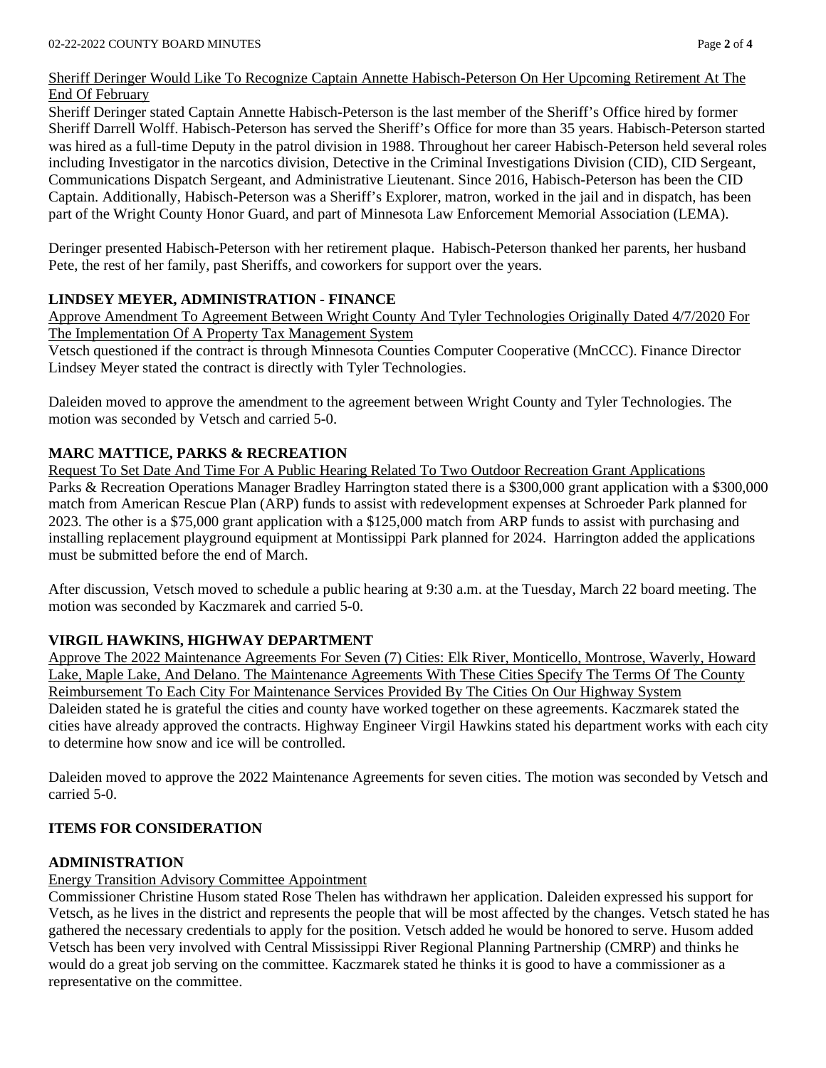Sheriff Deringer Would Like To Recognize Captain Annette Habisch-Peterson On Her Upcoming Retirement At The End Of February

Sheriff Deringer stated Captain Annette Habisch-Peterson is the last member of the Sheriff's Office hired by former Sheriff Darrell Wolff. Habisch-Peterson has served the Sheriff's Office for more than 35 years. Habisch-Peterson started was hired as a full-time Deputy in the patrol division in 1988. Throughout her career Habisch-Peterson held several roles including Investigator in the narcotics division, Detective in the Criminal Investigations Division (CID), CID Sergeant, Communications Dispatch Sergeant, and Administrative Lieutenant. Since 2016, Habisch-Peterson has been the CID Captain. Additionally, Habisch-Peterson was a Sheriff's Explorer, matron, worked in the jail and in dispatch, has been part of the Wright County Honor Guard, and part of Minnesota Law Enforcement Memorial Association (LEMA).

Deringer presented Habisch-Peterson with her retirement plaque. Habisch-Peterson thanked her parents, her husband Pete, the rest of her family, past Sheriffs, and coworkers for support over the years.

**LINDSEY MEYER, ADMINISTRATION - FINANCE**

Approve Amendment To Agreement Between Wright County And Tyler Technologies Originally Dated 4/7/2020 For The Implementation Of A Property Tax Management System

Vetsch questioned if the contract is through Minnesota Counties Computer Cooperative (MnCCC). Finance Director Lindsey Meyer stated the contract is directly with Tyler Technologies.

Daleiden moved to approve the amendment to the agreement between Wright County and Tyler Technologies. The motion was seconded by Vetsch and carried 5-0.

**MARC MATTICE, PARKS & RECREATION**

Request To Set Date And Time For A Public Hearing Related To Two Outdoor Recreation Grant Applications

Parks & Recreation Operations Manager Bradley Harrington stated there is a $300,000 grant application with a $300,000 match from American Rescue Plan (ARP) funds to assist with redevelopment expenses at Schroeder Park planned for 2023. The other is a $75,000 grant application with a $125,000 match from ARP funds to assist with purchasing and installing replacement playground equipment at Montissippi Park planned for 2024. Harrington added the applications must be submitted before the end of March.

After discussion, Vetsch moved to schedule a public hearing at 9:30 a.m. at the Tuesday, March 22 board meeting. The motion was seconded by Kaczmarek and carried 5-0.

**VIRGIL HAWKINS, HIGHWAY DEPARTMENT**

Approve The 2022 Maintenance Agreements For Seven (7) Cities: Elk River, Monticello, Montrose, Waverly, Howard Lake, Maple Lake, And Delano. The Maintenance Agreements With These Cities Specify The Terms Of The County Reimbursement To Each City For Maintenance Services Provided By The Cities On Our Highway System

Daleiden stated he is grateful the cities and county have worked together on these agreements. Kaczmarek stated the cities have already approved the contracts. Highway Engineer Virgil Hawkins stated his department works with each city to determine how snow and ice will be controlled.

Daleiden moved to approve the 2022 Maintenance Agreements for seven cities. The motion was seconded by Vetsch and carried 5-0.

**ITEMS FOR CONSIDERATION**

**ADMINISTRATION**

Energy Transition Advisory Committee Appointment

Commissioner Christine Husom stated Rose Thelen has withdrawn her application. Daleiden expressed his support for Vetsch, as he lives in the district and represents the people that will be most affected by the changes. Vetsch stated he has gathered the necessary credentials to apply for the position. Vetsch added he would be honored to serve. Husom added Vetsch has been very involved with Central Mississippi River Regional Planning Partnership (CMRP) and thinks he would do a great job serving on the committee. Kaczmarek stated he thinks it is good to have a commissioner as a representative on the committee.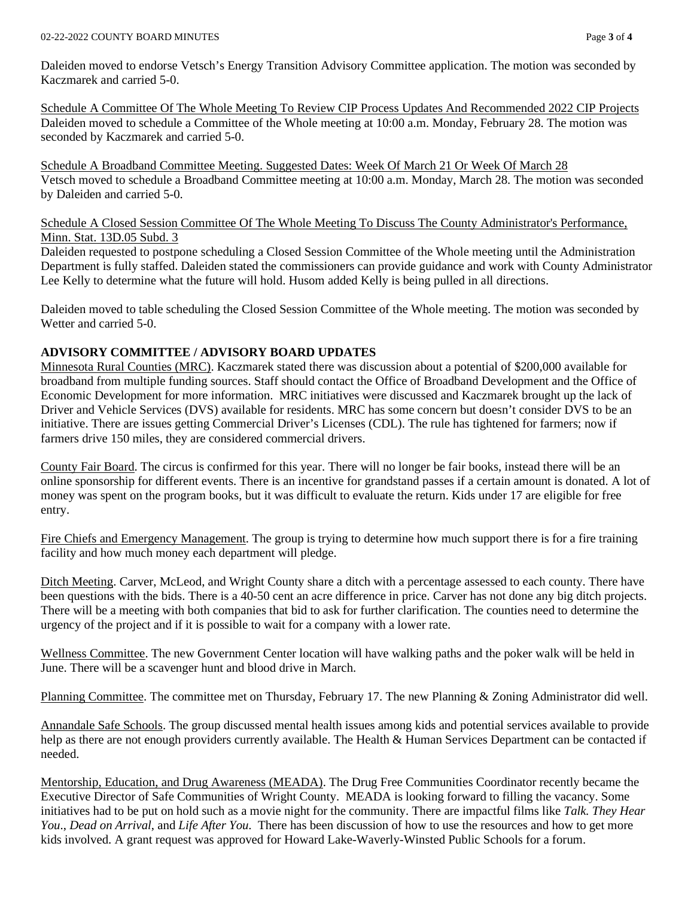Daleiden moved to endorse Vetsch's Energy Transition Advisory Committee application. The motion was seconded by Kaczmarek and carried 5-0.

Schedule A Committee Of The Whole Meeting To Review CIP Process Updates And Recommended 2022 CIP Projects
Daleiden moved to schedule a Committee of the Whole meeting at 10:00 a.m. Monday, February 28. The motion was seconded by Kaczmarek and carried 5-0.

Schedule A Broadband Committee Meeting. Suggested Dates: Week Of March 21 Or Week Of March 28
Vetsch moved to schedule a Broadband Committee meeting at 10:00 a.m. Monday, March 28. The motion was seconded by Daleiden and carried 5-0.

Schedule A Closed Session Committee Of The Whole Meeting To Discuss The County Administrator's Performance, Minn. Stat. 13D.05 Subd. 3
Daleiden requested to postpone scheduling a Closed Session Committee of the Whole meeting until the Administration Department is fully staffed. Daleiden stated the commissioners can provide guidance and work with County Administrator Lee Kelly to determine what the future will hold. Husom added Kelly is being pulled in all directions.

Daleiden moved to table scheduling the Closed Session Committee of the Whole meeting. The motion was seconded by Wetter and carried 5-0.

**ADVISORY COMMITTEE / ADVISORY BOARD UPDATES**

Minnesota Rural Counties (MRC). Kaczmarek stated there was discussion about a potential of $200,000 available for broadband from multiple funding sources. Staff should contact the Office of Broadband Development and the Office of Economic Development for more information. MRC initiatives were discussed and Kaczmarek brought up the lack of Driver and Vehicle Services (DVS) available for residents. MRC has some concern but doesn't consider DVS to be an initiative. There are issues getting Commercial Driver's Licenses (CDL). The rule has tightened for farmers; now if farmers drive 150 miles, they are considered commercial drivers.

County Fair Board. The circus is confirmed for this year. There will no longer be fair books, instead there will be an online sponsorship for different events. There is an incentive for grandstand passes if a certain amount is donated. A lot of money was spent on the program books, but it was difficult to evaluate the return. Kids under 17 are eligible for free entry.

Fire Chiefs and Emergency Management. The group is trying to determine how much support there is for a fire training facility and how much money each department will pledge.

Ditch Meeting. Carver, McLeod, and Wright County share a ditch with a percentage assessed to each county. There have been questions with the bids. There is a 40-50 cent an acre difference in price. Carver has not done any big ditch projects. There will be a meeting with both companies that bid to ask for further clarification. The counties need to determine the urgency of the project and if it is possible to wait for a company with a lower rate.

Wellness Committee. The new Government Center location will have walking paths and the poker walk will be held in June. There will be a scavenger hunt and blood drive in March.

Planning Committee. The committee met on Thursday, February 17. The new Planning & Zoning Administrator did well.

Annandale Safe Schools. The group discussed mental health issues among kids and potential services available to provide help as there are not enough providers currently available. The Health & Human Services Department can be contacted if needed.

Mentorship, Education, and Drug Awareness (MEADA). The Drug Free Communities Coordinator recently became the Executive Director of Safe Communities of Wright County. MEADA is looking forward to filling the vacancy. Some initiatives had to be put on hold such as a movie night for the community. There are impactful films like *Talk. They Hear You.*, *Dead on Arrival*, and *Life After You.* There has been discussion of how to use the resources and how to get more kids involved. A grant request was approved for Howard Lake-Waverly-Winsted Public Schools for a forum.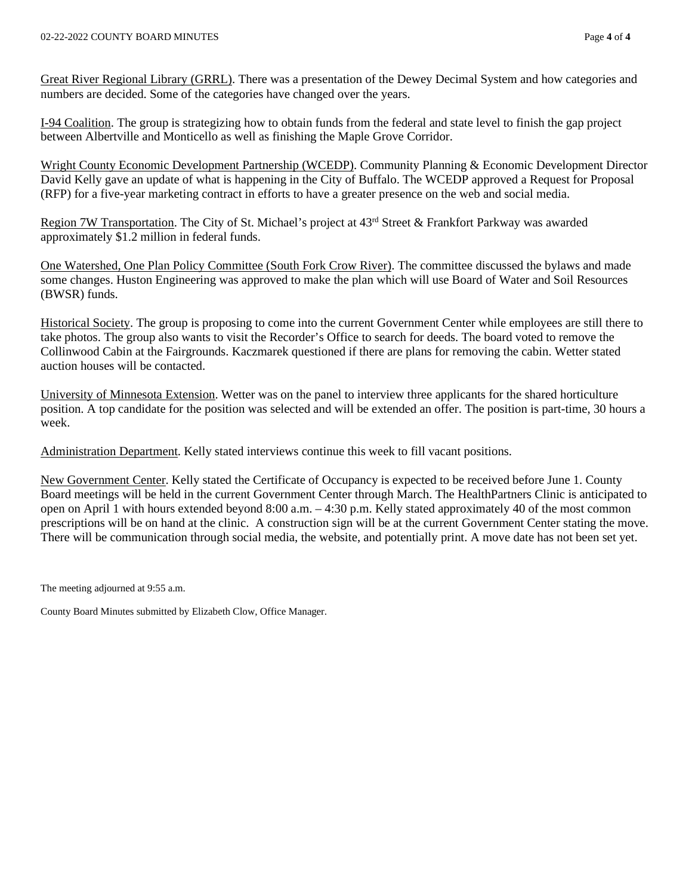Great River Regional Library (GRRL). There was a presentation of the Dewey Decimal System and how categories and numbers are decided. Some of the categories have changed over the years.

I-94 Coalition. The group is strategizing how to obtain funds from the federal and state level to finish the gap project between Albertville and Monticello as well as finishing the Maple Grove Corridor.

Wright County Economic Development Partnership (WCEDP). Community Planning & Economic Development Director David Kelly gave an update of what is happening in the City of Buffalo. The WCEDP approved a Request for Proposal (RFP) for a five-year marketing contract in efforts to have a greater presence on the web and social media.

Region 7W Transportation. The City of St. Michael's project at 43rd Street & Frankfort Parkway was awarded approximately $1.2 million in federal funds.

One Watershed, One Plan Policy Committee (South Fork Crow River). The committee discussed the bylaws and made some changes. Huston Engineering was approved to make the plan which will use Board of Water and Soil Resources (BWSR) funds.

Historical Society. The group is proposing to come into the current Government Center while employees are still there to take photos. The group also wants to visit the Recorder's Office to search for deeds. The board voted to remove the Collinwood Cabin at the Fairgrounds. Kaczmarek questioned if there are plans for removing the cabin. Wetter stated auction houses will be contacted.

University of Minnesota Extension. Wetter was on the panel to interview three applicants for the shared horticulture position. A top candidate for the position was selected and will be extended an offer. The position is part-time, 30 hours a week.

Administration Department. Kelly stated interviews continue this week to fill vacant positions.

New Government Center. Kelly stated the Certificate of Occupancy is expected to be received before June 1. County Board meetings will be held in the current Government Center through March. The HealthPartners Clinic is anticipated to open on April 1 with hours extended beyond 8:00 a.m. – 4:30 p.m. Kelly stated approximately 40 of the most common prescriptions will be on hand at the clinic. A construction sign will be at the current Government Center stating the move. There will be communication through social media, the website, and potentially print. A move date has not been set yet.

The meeting adjourned at 9:55 a.m.

County Board Minutes submitted by Elizabeth Clow, Office Manager.